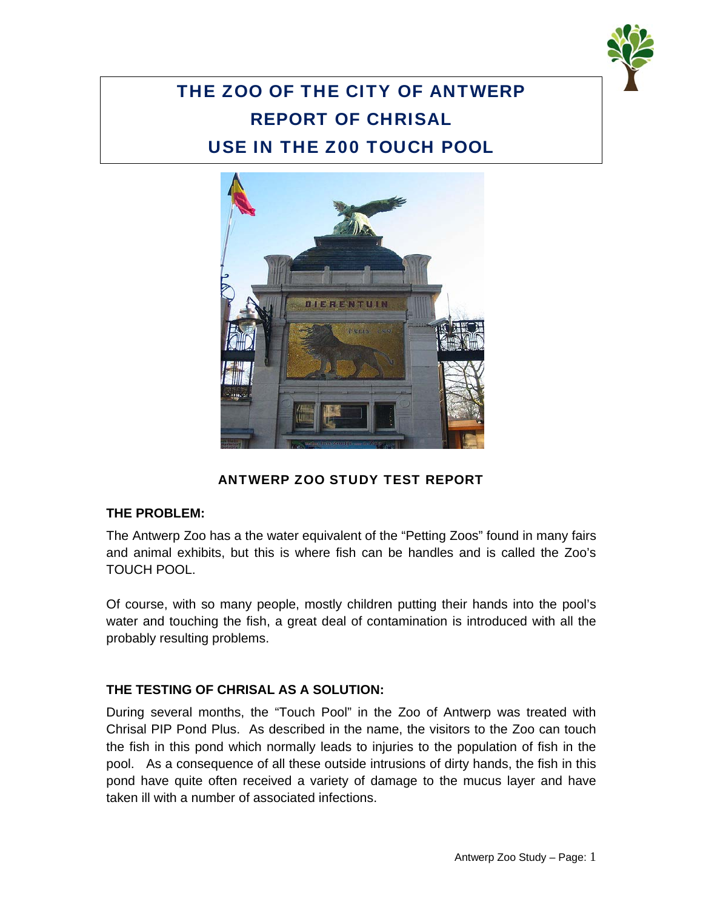# THE ZOO OF THE CITY OF ANTWERP
# REPORT OF CHRISAL
# USE IN THE Z00 TOUCH POOL

**ANTWERP ZOO STUDY TEST REPORT**

## THE PROBLEM:

The Antwerp Zoo has a the water equivalent of the "Petting Zoos" found in many fairs and animal exhibits, but this is where fish can be handles and is called the Zoo's TOUCH POOL.

Of course, with so many people, mostly children putting their hands into the pool's water and touching the fish, a great deal of contamination is introduced with all the probably resulting problems.

## THE TESTING OF CHRISAL AS A SOLUTION:

During several months, the "Touch Pool" in the Zoo of Antwerp was treated with Chrisal PIP Pond Plus. As described in the name, the visitors to the Zoo can touch the fish in this pond which normally leads to injuries to the population of fish in the pool. As a consequence of all these outside intrusions of dirty hands, the fish in this pond have quite often received a variety of damage to the mucus layer and have taken ill with a number of associated infections.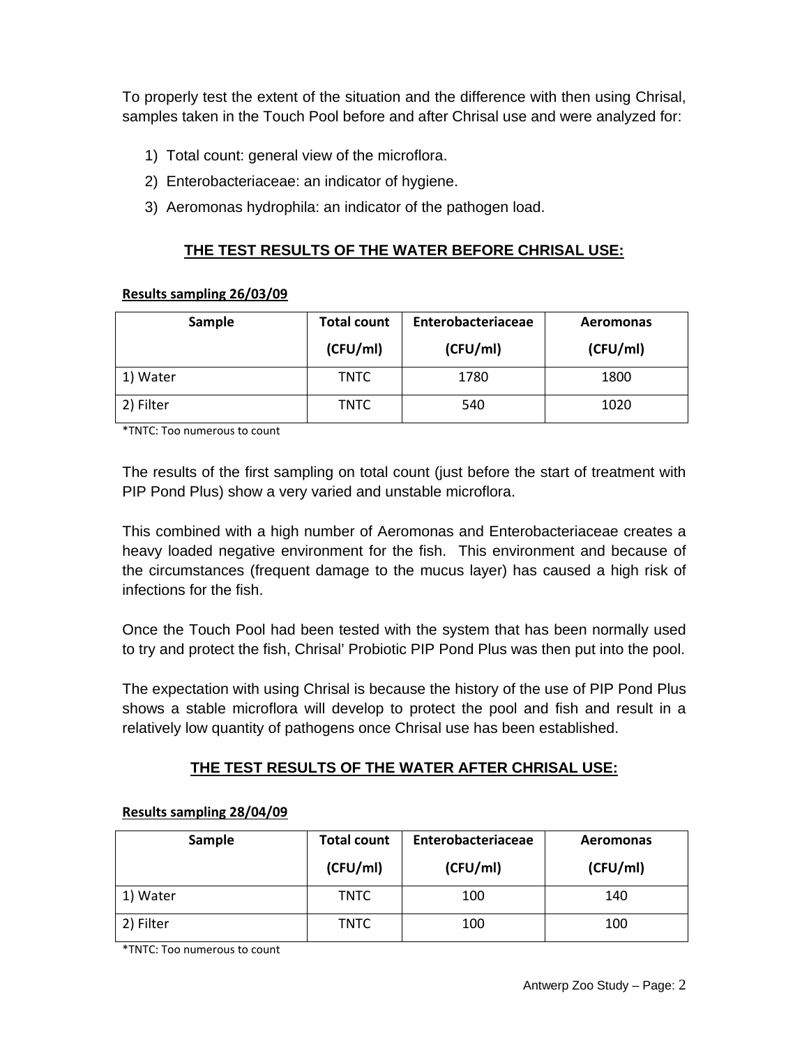To properly test the extent of the situation and the difference with then using Chrisal, samples taken in the Touch Pool before and after Chrisal use and were analyzed for:

1) Total count: general view of the microflora.
2) Enterobacteriaceae: an indicator of hygiene.
3) Aeromonas hydrophila: an indicator of the pathogen load.

## THE TEST RESULTS OF THE WATER BEFORE CHRISAL USE:

**Results sampling 26/03/09**

| Sample | Total count (CFU/ml) | Enterobacteriaceae (CFU/ml) | Aeromonas (CFU/ml) |
|---|---|---|---|
| 1) Water | TNTC | 1780 | 1800 |
| 2) Filter | TNTC | 540 | 1020 |

*TNTC: Too numerous to count

The results of the first sampling on total count (just before the start of treatment with PIP Pond Plus) show a very varied and unstable microflora.

This combined with a high number of Aeromonas and Enterobacteriaceae creates a heavy loaded negative environment for the fish. This environment and because of the circumstances (frequent damage to the mucus layer) has caused a high risk of infections for the fish.

Once the Touch Pool had been tested with the system that has been normally used to try and protect the fish, Chrisal' Probiotic PIP Pond Plus was then put into the pool.

The expectation with using Chrisal is because the history of the use of PIP Pond Plus shows a stable microflora will develop to protect the pool and fish and result in a relatively low quantity of pathogens once Chrisal use has been established.

## THE TEST RESULTS OF THE WATER AFTER CHRISAL USE:

**Results sampling 28/04/09**

| Sample | Total count (CFU/ml) | Enterobacteriaceae (CFU/ml) | Aeromonas (CFU/ml) |
|---|---|---|---|
| 1) Water | TNTC | 100 | 140 |
| 2) Filter | TNTC | 100 | 100 |

*TNTC: Too numerous to count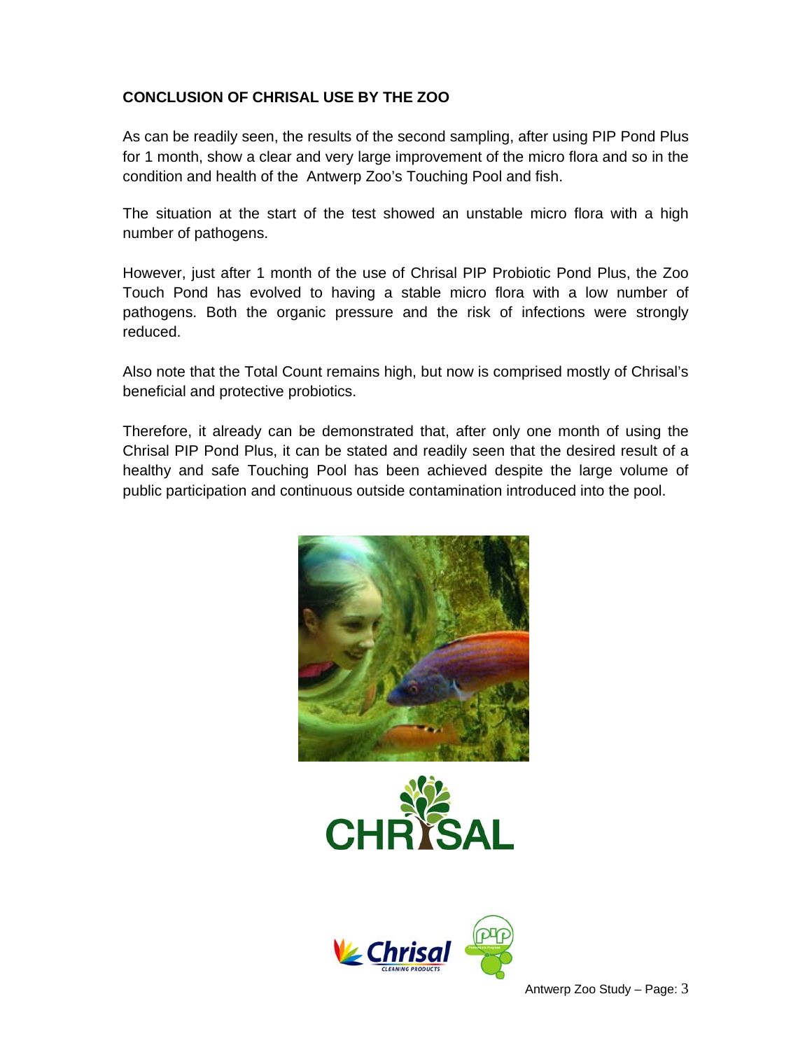**CONCLUSION OF CHRISAL USE BY THE ZOO**

As can be readily seen, the results of the second sampling, after using PIP Pond Plus for 1 month, show a clear and very large improvement of the micro flora and so in the condition and health of the Antwerp Zoo's Touching Pool and fish.

The situation at the start of the test showed an unstable micro flora with a high number of pathogens.

However, just after 1 month of the use of Chrisal PIP Probiotic Pond Plus, the Zoo Touch Pond has evolved to having a stable micro flora with a low number of pathogens. Both the organic pressure and the risk of infections were strongly reduced.

Also note that the Total Count remains high, but now is comprised mostly of Chrisal's beneficial and protective probiotics.

Therefore, it already can be demonstrated that, after only one month of using the Chrisal PIP Pond Plus, it can be stated and readily seen that the desired result of a healthy and safe Touching Pool has been achieved despite the large volume of public participation and continuous outside contamination introduced into the pool.